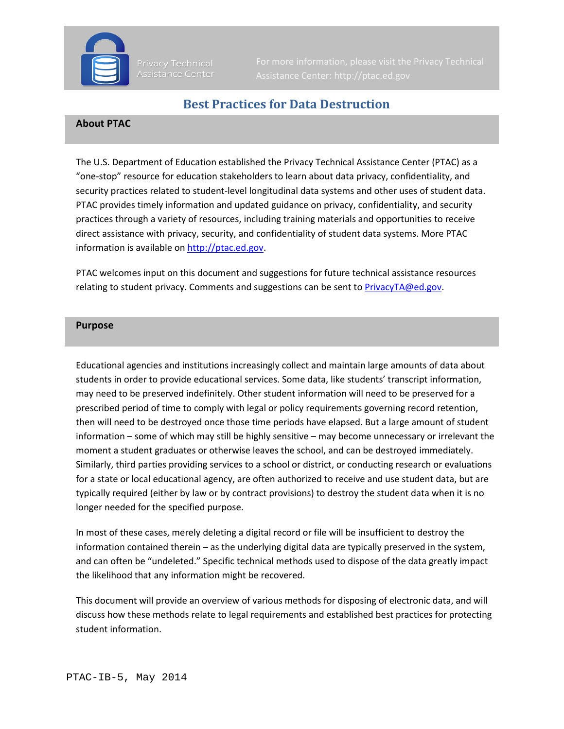Privacy Technical Assistance Center

For more information, please visit the Privacy Technical Assistance Center: http://ptac.ed.gov

# Best Practices for Data Destruction

## About PTAC

The U.S. Department of Education established the Privacy Technical Assistance Center (PTAC) as a "one-stop" resource for education stakeholders to learn about data privacy, confidentiality, and security practices related to student-level longitudinal data systems and other uses of student data. PTAC provides timely information and updated guidance on privacy, confidentiality, and security practices through a variety of resources, including training materials and opportunities to receive direct assistance with privacy, security, and confidentiality of student data systems. More PTAC information is available on http://ptac.ed.gov.

PTAC welcomes input on this document and suggestions for future technical assistance resources relating to student privacy. Comments and suggestions can be sent to PrivacyTA@ed.gov.

## Purpose

Educational agencies and institutions increasingly collect and maintain large amounts of data about students in order to provide educational services. Some data, like students' transcript information, may need to be preserved indefinitely. Other student information will need to be preserved for a prescribed period of time to comply with legal or policy requirements governing record retention, then will need to be destroyed once those time periods have elapsed. But a large amount of student information – some of which may still be highly sensitive – may become unnecessary or irrelevant the moment a student graduates or otherwise leaves the school, and can be destroyed immediately. Similarly, third parties providing services to a school or district, or conducting research or evaluations for a state or local educational agency, are often authorized to receive and use student data, but are typically required (either by law or by contract provisions) to destroy the student data when it is no longer needed for the specified purpose.

In most of these cases, merely deleting a digital record or file will be insufficient to destroy the information contained therein – as the underlying digital data are typically preserved in the system, and can often be "undeleted." Specific technical methods used to dispose of the data greatly impact the likelihood that any information might be recovered.

This document will provide an overview of various methods for disposing of electronic data, and will discuss how these methods relate to legal requirements and established best practices for protecting student information.

PTAC-IB-5, May 2014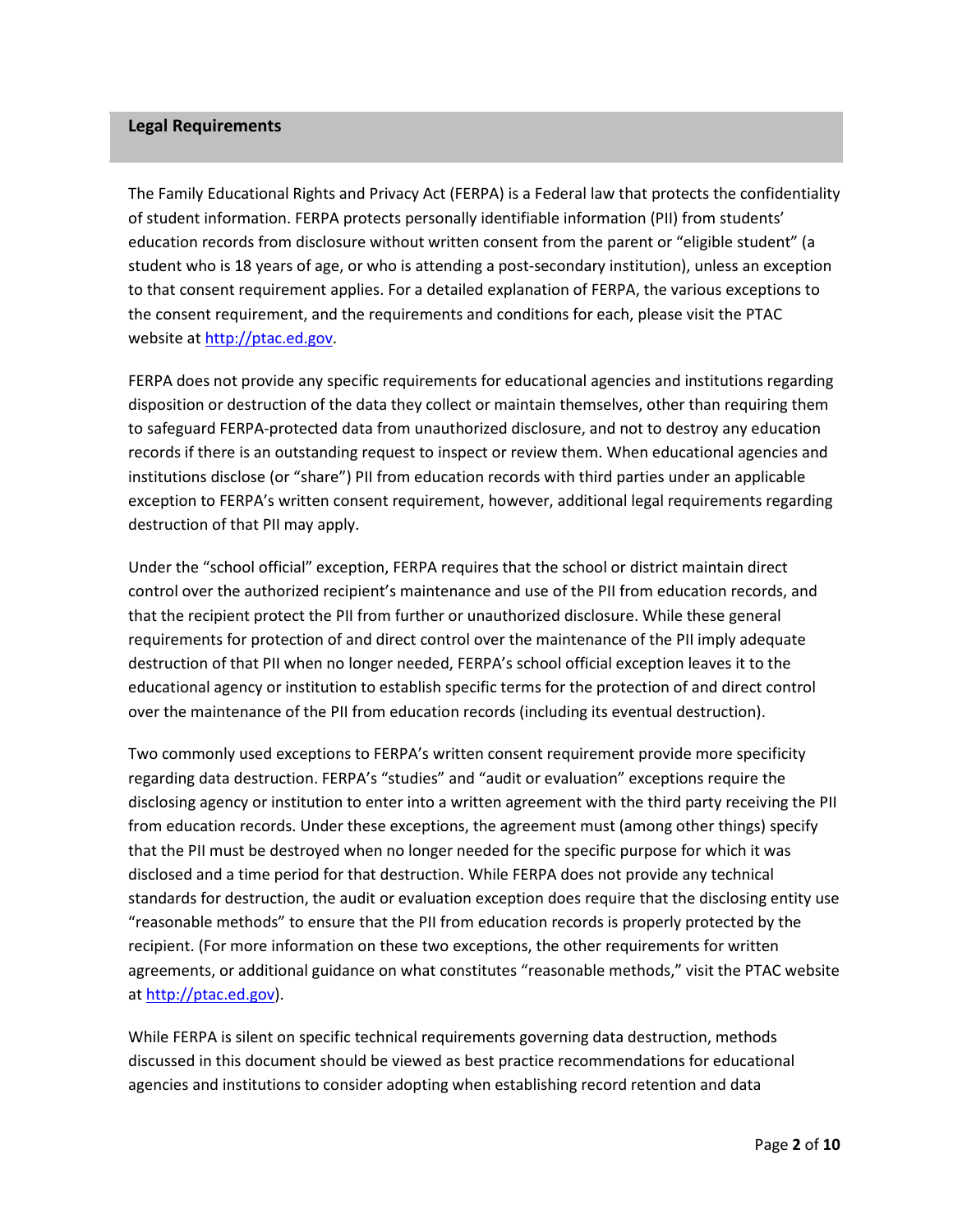## Legal Requirements

The Family Educational Rights and Privacy Act (FERPA) is a Federal law that protects the confidentiality of student information. FERPA protects personally identifiable information (PII) from students' education records from disclosure without written consent from the parent or "eligible student" (a student who is 18 years of age, or who is attending a post-secondary institution), unless an exception to that consent requirement applies. For a detailed explanation of FERPA, the various exceptions to the consent requirement, and the requirements and conditions for each, please visit the PTAC website at [http://ptac.ed.gov](http://ptac.ed.gov).

FERPA does not provide any specific requirements for educational agencies and institutions regarding disposition or destruction of the data they collect or maintain themselves, other than requiring them to safeguard FERPA-protected data from unauthorized disclosure, and not to destroy any education records if there is an outstanding request to inspect or review them. When educational agencies and institutions disclose (or "share") PII from education records with third parties under an applicable exception to FERPA's written consent requirement, however, additional legal requirements regarding destruction of that PII may apply.

Under the "school official" exception, FERPA requires that the school or district maintain direct control over the authorized recipient's maintenance and use of the PII from education records, and that the recipient protect the PII from further or unauthorized disclosure. While these general requirements for protection of and direct control over the maintenance of the PII imply adequate destruction of that PII when no longer needed, FERPA's school official exception leaves it to the educational agency or institution to establish specific terms for the protection of and direct control over the maintenance of the PII from education records (including its eventual destruction).

Two commonly used exceptions to FERPA's written consent requirement provide more specificity regarding data destruction. FERPA's "studies" and "audit or evaluation" exceptions require the disclosing agency or institution to enter into a written agreement with the third party receiving the PII from education records. Under these exceptions, the agreement must (among other things) specify that the PII must be destroyed when no longer needed for the specific purpose for which it was disclosed and a time period for that destruction. While FERPA does not provide any technical standards for destruction, the audit or evaluation exception does require that the disclosing entity use "reasonable methods" to ensure that the PII from education records is properly protected by the recipient. (For more information on these two exceptions, the other requirements for written agreements, or additional guidance on what constitutes "reasonable methods," visit the PTAC website at [http://ptac.ed.gov](http://ptac.ed.gov)).

While FERPA is silent on specific technical requirements governing data destruction, methods discussed in this document should be viewed as best practice recommendations for educational agencies and institutions to consider adopting when establishing record retention and data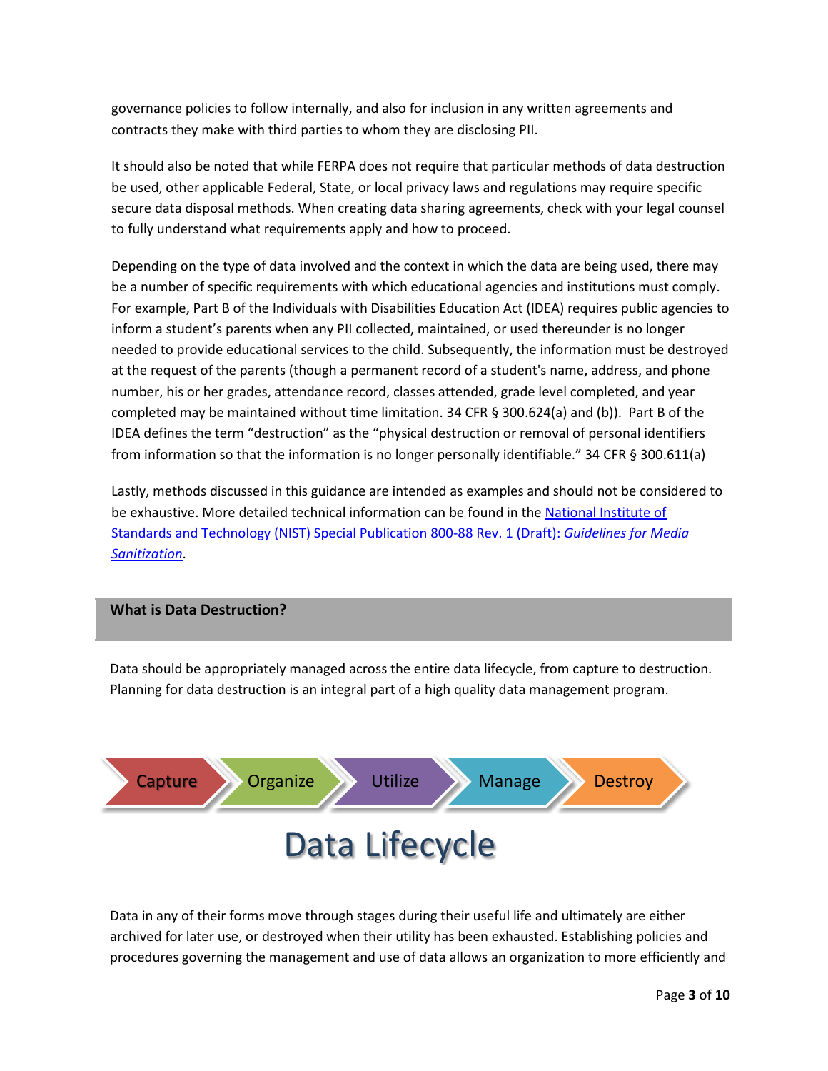governance policies to follow internally, and also for inclusion in any written agreements and contracts they make with third parties to whom they are disclosing PII.

It should also be noted that while FERPA does not require that particular methods of data destruction be used, other applicable Federal, State, or local privacy laws and regulations may require specific secure data disposal methods. When creating data sharing agreements, check with your legal counsel to fully understand what requirements apply and how to proceed.

Depending on the type of data involved and the context in which the data are being used, there may be a number of specific requirements with which educational agencies and institutions must comply. For example, Part B of the Individuals with Disabilities Education Act (IDEA) requires public agencies to inform a student's parents when any PII collected, maintained, or used thereunder is no longer needed to provide educational services to the child. Subsequently, the information must be destroyed at the request of the parents (though a permanent record of a student's name, address, and phone number, his or her grades, attendance record, classes attended, grade level completed, and year completed may be maintained without time limitation. 34 CFR § 300.624(a) and (b)). Part B of the IDEA defines the term "destruction" as the "physical destruction or removal of personal identifiers from information so that the information is no longer personally identifiable." 34 CFR § 300.611(a)

Lastly, methods discussed in this guidance are intended as examples and should not be considered to be exhaustive. More detailed technical information can be found in the National Institute of Standards and Technology (NIST) Special Publication 800-88 Rev. 1 (Draft): *Guidelines for Media Sanitization*.

## What is Data Destruction?

Data should be appropriately managed across the entire data lifecycle, from capture to destruction. Planning for data destruction is an integral part of a high quality data management program.

Capture → Organize → Utilize → Manage → Destroy

**Data Lifecycle**

Data in any of their forms move through stages during their useful life and ultimately are either archived for later use, or destroyed when their utility has been exhausted. Establishing policies and procedures governing the management and use of data allows an organization to more efficiently and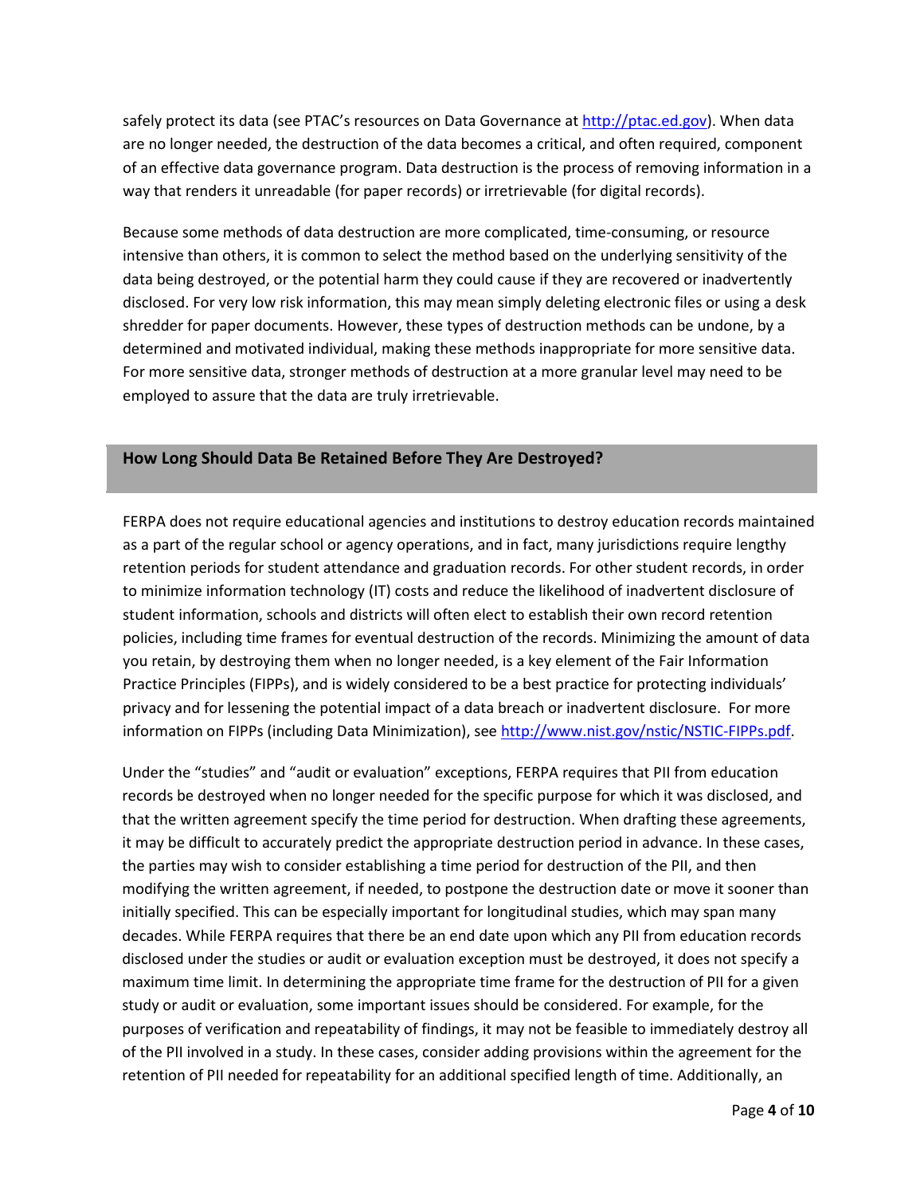safely protect its data (see PTAC's resources on Data Governance at [http://ptac.ed.gov](http://ptac.ed.gov)). When data are no longer needed, the destruction of the data becomes a critical, and often required, component of an effective data governance program. Data destruction is the process of removing information in a way that renders it unreadable (for paper records) or irretrievable (for digital records).

Because some methods of data destruction are more complicated, time-consuming, or resource intensive than others, it is common to select the method based on the underlying sensitivity of the data being destroyed, or the potential harm they could cause if they are recovered or inadvertently disclosed. For very low risk information, this may mean simply deleting electronic files or using a desk shredder for paper documents. However, these types of destruction methods can be undone, by a determined and motivated individual, making these methods inappropriate for more sensitive data. For more sensitive data, stronger methods of destruction at a more granular level may need to be employed to assure that the data are truly irretrievable.

## How Long Should Data Be Retained Before They Are Destroyed?

FERPA does not require educational agencies and institutions to destroy education records maintained as a part of the regular school or agency operations, and in fact, many jurisdictions require lengthy retention periods for student attendance and graduation records. For other student records, in order to minimize information technology (IT) costs and reduce the likelihood of inadvertent disclosure of student information, schools and districts will often elect to establish their own record retention policies, including time frames for eventual destruction of the records. Minimizing the amount of data you retain, by destroying them when no longer needed, is a key element of the Fair Information Practice Principles (FIPPs), and is widely considered to be a best practice for protecting individuals' privacy and for lessening the potential impact of a data breach or inadvertent disclosure. For more information on FIPPs (including Data Minimization), see [http://www.nist.gov/nstic/NSTIC-FIPPs.pdf](http://www.nist.gov/nstic/NSTIC-FIPPs.pdf).

Under the "studies" and "audit or evaluation" exceptions, FERPA requires that PII from education records be destroyed when no longer needed for the specific purpose for which it was disclosed, and that the written agreement specify the time period for destruction. When drafting these agreements, it may be difficult to accurately predict the appropriate destruction period in advance. In these cases, the parties may wish to consider establishing a time period for destruction of the PII, and then modifying the written agreement, if needed, to postpone the destruction date or move it sooner than initially specified. This can be especially important for longitudinal studies, which may span many decades. While FERPA requires that there be an end date upon which any PII from education records disclosed under the studies or audit or evaluation exception must be destroyed, it does not specify a maximum time limit. In determining the appropriate time frame for the destruction of PII for a given study or audit or evaluation, some important issues should be considered. For example, for the purposes of verification and repeatability of findings, it may not be feasible to immediately destroy all of the PII involved in a study. In these cases, consider adding provisions within the agreement for the retention of PII needed for repeatability for an additional specified length of time. Additionally, an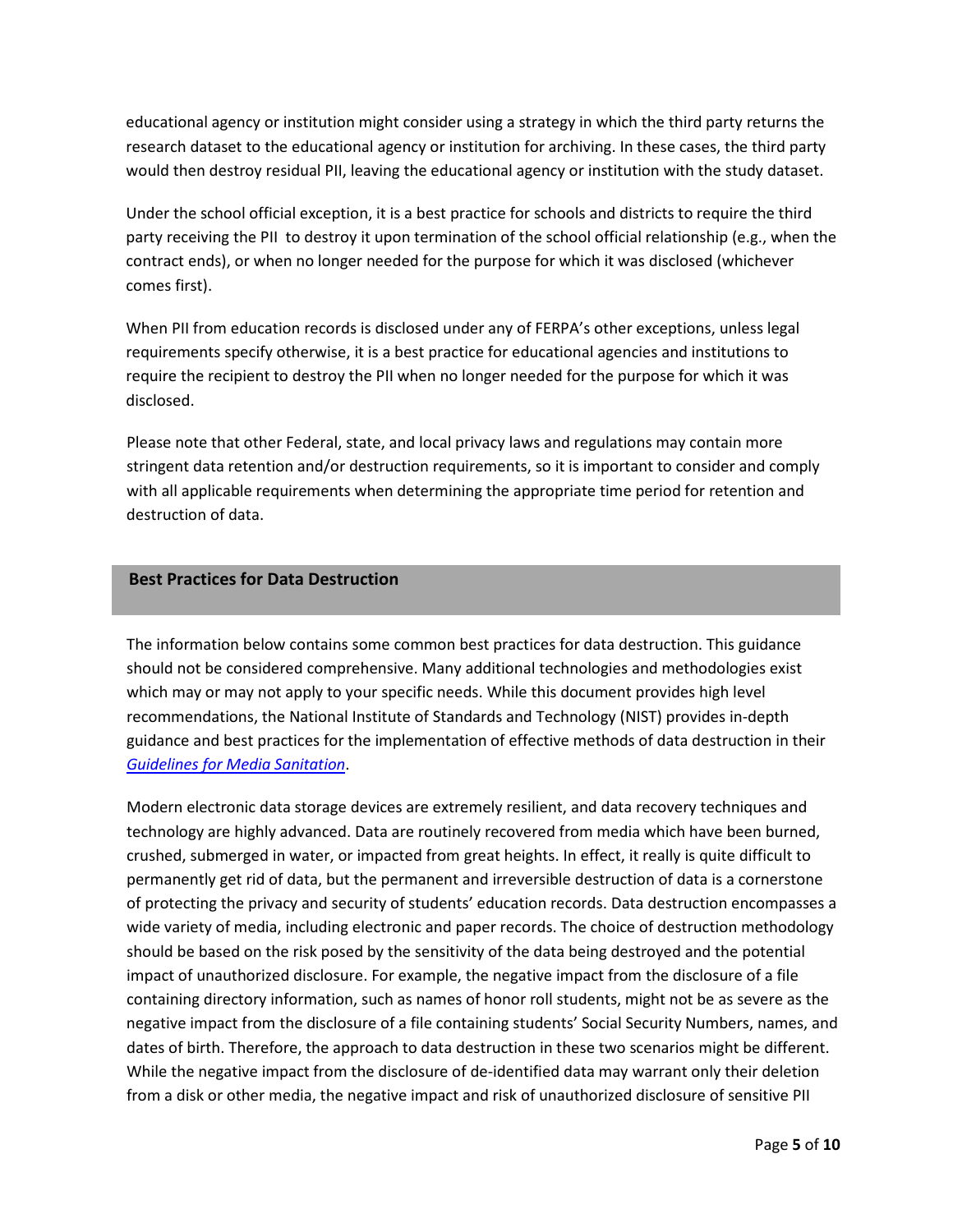educational agency or institution might consider using a strategy in which the third party returns the research dataset to the educational agency or institution for archiving. In these cases, the third party would then destroy residual PII, leaving the educational agency or institution with the study dataset.

Under the school official exception, it is a best practice for schools and districts to require the third party receiving the PII to destroy it upon termination of the school official relationship (e.g., when the contract ends), or when no longer needed for the purpose for which it was disclosed (whichever comes first).

When PII from education records is disclosed under any of FERPA's other exceptions, unless legal requirements specify otherwise, it is a best practice for educational agencies and institutions to require the recipient to destroy the PII when no longer needed for the purpose for which it was disclosed.

Please note that other Federal, state, and local privacy laws and regulations may contain more stringent data retention and/or destruction requirements, so it is important to consider and comply with all applicable requirements when determining the appropriate time period for retention and destruction of data.

## Best Practices for Data Destruction

The information below contains some common best practices for data destruction. This guidance should not be considered comprehensive. Many additional technologies and methodologies exist which may or may not apply to your specific needs. While this document provides high level recommendations, the National Institute of Standards and Technology (NIST) provides in-depth guidance and best practices for the implementation of effective methods of data destruction in their *Guidelines for Media Sanitation*.

Modern electronic data storage devices are extremely resilient, and data recovery techniques and technology are highly advanced. Data are routinely recovered from media which have been burned, crushed, submerged in water, or impacted from great heights. In effect, it really is quite difficult to permanently get rid of data, but the permanent and irreversible destruction of data is a cornerstone of protecting the privacy and security of students' education records. Data destruction encompasses a wide variety of media, including electronic and paper records. The choice of destruction methodology should be based on the risk posed by the sensitivity of the data being destroyed and the potential impact of unauthorized disclosure. For example, the negative impact from the disclosure of a file containing directory information, such as names of honor roll students, might not be as severe as the negative impact from the disclosure of a file containing students' Social Security Numbers, names, and dates of birth. Therefore, the approach to data destruction in these two scenarios might be different. While the negative impact from the disclosure of de-identified data may warrant only their deletion from a disk or other media, the negative impact and risk of unauthorized disclosure of sensitive PII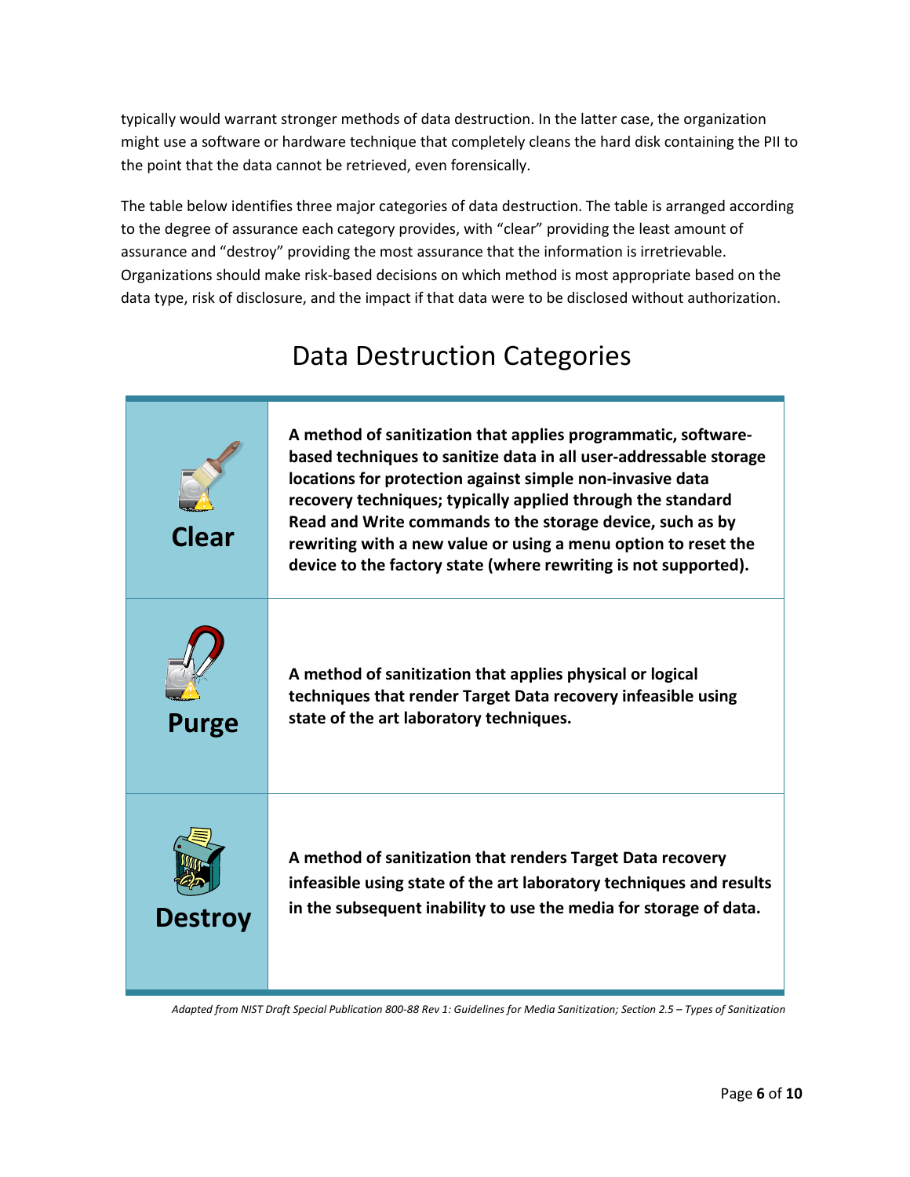typically would warrant stronger methods of data destruction. In the latter case, the organization might use a software or hardware technique that completely cleans the hard disk containing the PII to the point that the data cannot be retrieved, even forensically.

The table below identifies three major categories of data destruction. The table is arranged according to the degree of assurance each category provides, with “clear” providing the least amount of assurance and “destroy” providing the most assurance that the information is irretrievable. Organizations should make risk-based decisions on which method is most appropriate based on the data type, risk of disclosure, and the impact if that data were to be disclosed without authorization.

## Data Destruction Categories

| Category | Description |
|---|---|
| **Clear** | **A method of sanitization that applies programmatic, software-based techniques to sanitize data in all user-addressable storage locations for protection against simple non-invasive data recovery techniques; typically applied through the standard Read and Write commands to the storage device, such as by rewriting with a new value or using a menu option to reset the device to the factory state (where rewriting is not supported).** |
| **Purge** | **A method of sanitization that applies physical or logical techniques that render Target Data recovery infeasible using state of the art laboratory techniques.** |
| **Destroy** | **A method of sanitization that renders Target Data recovery infeasible using state of the art laboratory techniques and results in the subsequent inability to use the media for storage of data.** |

*Adapted from NIST Draft Special Publication 800-88 Rev 1: Guidelines for Media Sanitization; Section 2.5 – Types of Sanitization*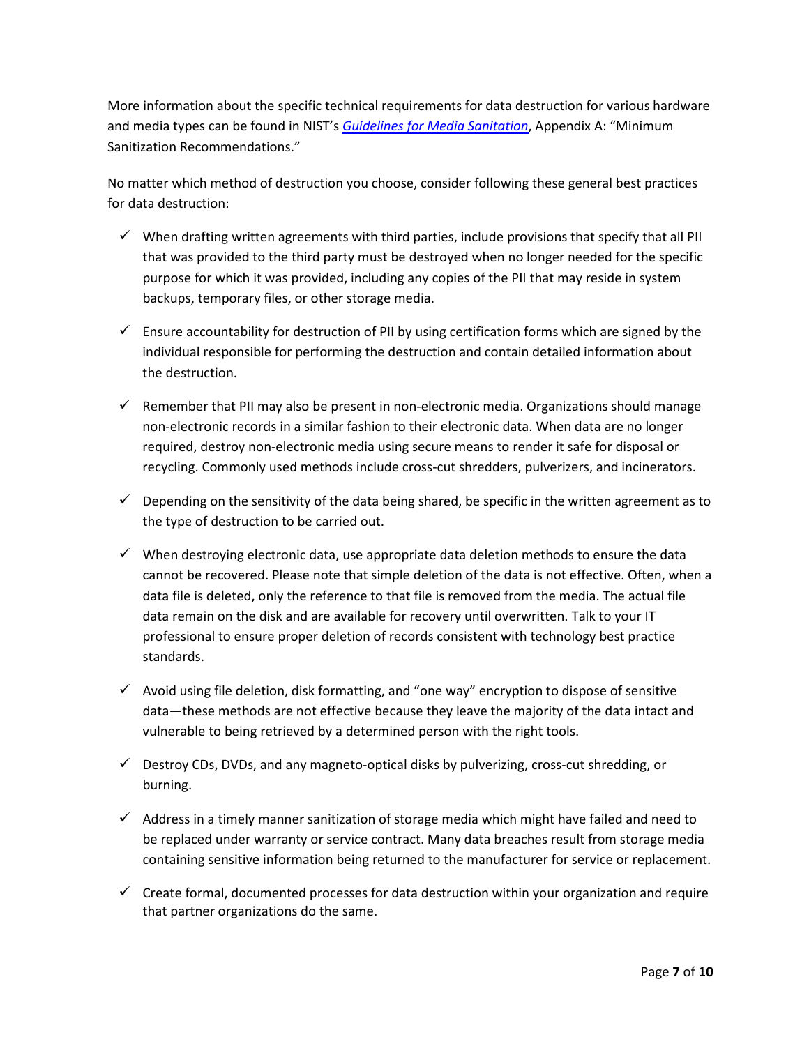More information about the specific technical requirements for data destruction for various hardware and media types can be found in NIST's [*Guidelines for Media Sanitation*](), Appendix A: "Minimum Sanitization Recommendations."

No matter which method of destruction you choose, consider following these general best practices for data destruction:

- ✓ When drafting written agreements with third parties, include provisions that specify that all PII that was provided to the third party must be destroyed when no longer needed for the specific purpose for which it was provided, including any copies of the PII that may reside in system backups, temporary files, or other storage media.
- ✓ Ensure accountability for destruction of PII by using certification forms which are signed by the individual responsible for performing the destruction and contain detailed information about the destruction.
- ✓ Remember that PII may also be present in non-electronic media. Organizations should manage non-electronic records in a similar fashion to their electronic data. When data are no longer required, destroy non-electronic media using secure means to render it safe for disposal or recycling. Commonly used methods include cross-cut shredders, pulverizers, and incinerators.
- ✓ Depending on the sensitivity of the data being shared, be specific in the written agreement as to the type of destruction to be carried out.
- ✓ When destroying electronic data, use appropriate data deletion methods to ensure the data cannot be recovered. Please note that simple deletion of the data is not effective. Often, when a data file is deleted, only the reference to that file is removed from the media. The actual file data remain on the disk and are available for recovery until overwritten. Talk to your IT professional to ensure proper deletion of records consistent with technology best practice standards.
- ✓ Avoid using file deletion, disk formatting, and "one way" encryption to dispose of sensitive data—these methods are not effective because they leave the majority of the data intact and vulnerable to being retrieved by a determined person with the right tools.
- ✓ Destroy CDs, DVDs, and any magneto-optical disks by pulverizing, cross-cut shredding, or burning.
- ✓ Address in a timely manner sanitization of storage media which might have failed and need to be replaced under warranty or service contract. Many data breaches result from storage media containing sensitive information being returned to the manufacturer for service or replacement.
- ✓ Create formal, documented processes for data destruction within your organization and require that partner organizations do the same.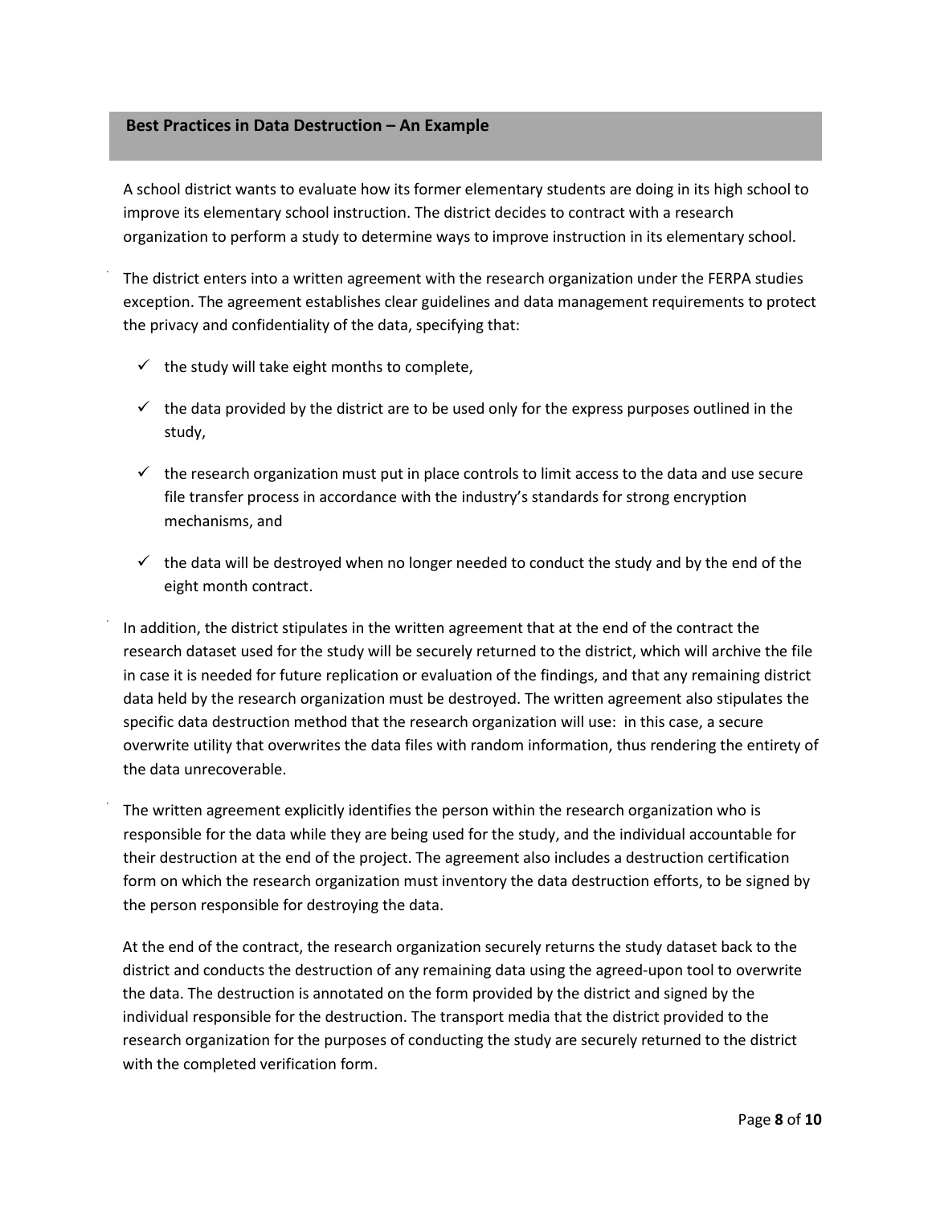## Best Practices in Data Destruction – An Example

A school district wants to evaluate how its former elementary students are doing in its high school to improve its elementary school instruction. The district decides to contract with a research organization to perform a study to determine ways to improve instruction in its elementary school.

The district enters into a written agreement with the research organization under the FERPA studies exception. The agreement establishes clear guidelines and data management requirements to protect the privacy and confidentiality of the data, specifying that:

- ✓ the study will take eight months to complete,
- ✓ the data provided by the district are to be used only for the express purposes outlined in the study,
- ✓ the research organization must put in place controls to limit access to the data and use secure file transfer process in accordance with the industry's standards for strong encryption mechanisms, and
- ✓ the data will be destroyed when no longer needed to conduct the study and by the end of the eight month contract.

In addition, the district stipulates in the written agreement that at the end of the contract the research dataset used for the study will be securely returned to the district, which will archive the file in case it is needed for future replication or evaluation of the findings, and that any remaining district data held by the research organization must be destroyed. The written agreement also stipulates the specific data destruction method that the research organization will use: in this case, a secure overwrite utility that overwrites the data files with random information, thus rendering the entirety of the data unrecoverable.

The written agreement explicitly identifies the person within the research organization who is responsible for the data while they are being used for the study, and the individual accountable for their destruction at the end of the project. The agreement also includes a destruction certification form on which the research organization must inventory the data destruction efforts, to be signed by the person responsible for destroying the data.

At the end of the contract, the research organization securely returns the study dataset back to the district and conducts the destruction of any remaining data using the agreed-upon tool to overwrite the data. The destruction is annotated on the form provided by the district and signed by the individual responsible for the destruction. The transport media that the district provided to the research organization for the purposes of conducting the study are securely returned to the district with the completed verification form.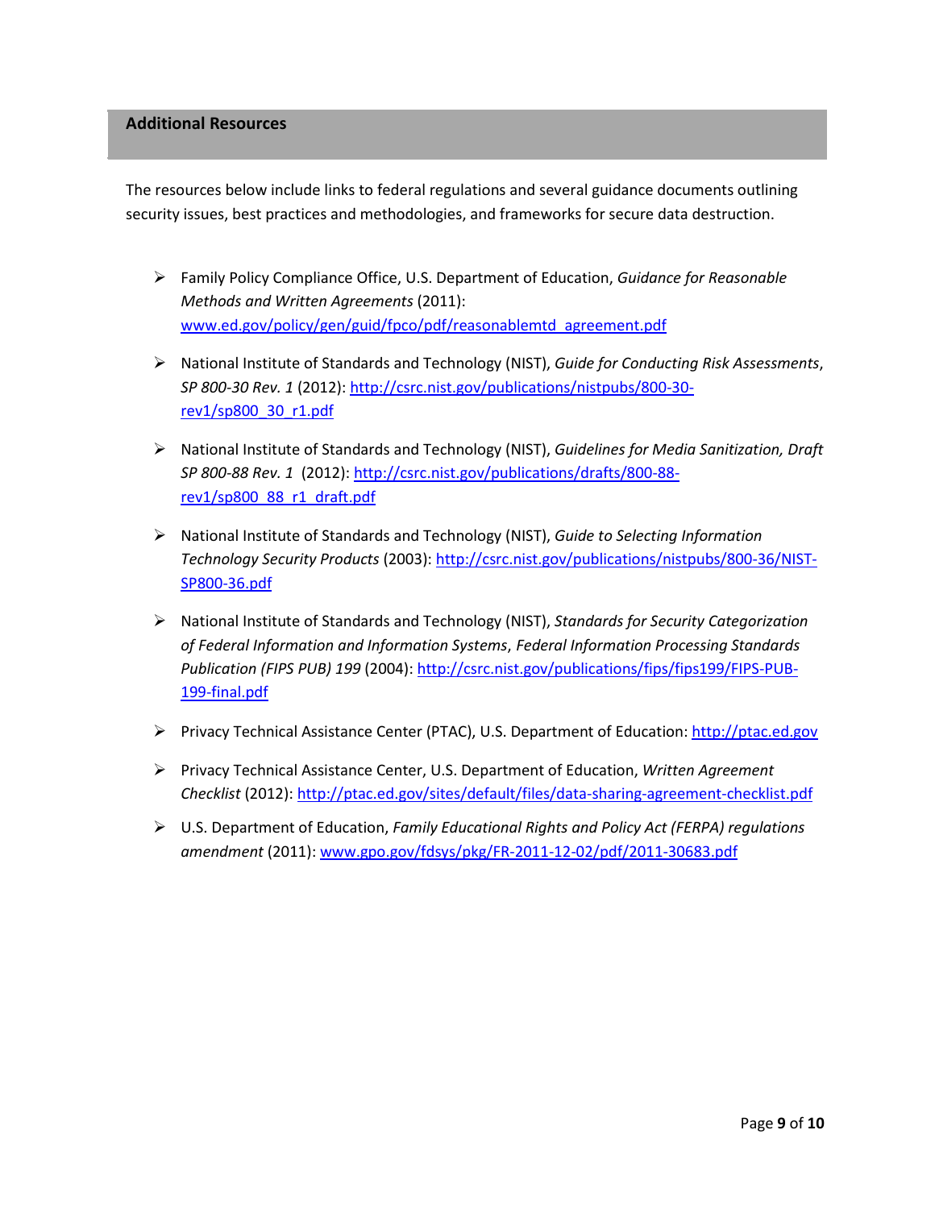## Additional Resources

The resources below include links to federal regulations and several guidance documents outlining security issues, best practices and methodologies, and frameworks for secure data destruction.

- Family Policy Compliance Office, U.S. Department of Education, *Guidance for Reasonable Methods and Written Agreements* (2011): [www.ed.gov/policy/gen/guid/fpco/pdf/reasonablemtd_agreement.pdf](www.ed.gov/policy/gen/guid/fpco/pdf/reasonablemtd_agreement.pdf)
- National Institute of Standards and Technology (NIST), *Guide for Conducting Risk Assessments*, *SP 800-30 Rev. 1* (2012): [http://csrc.nist.gov/publications/nistpubs/800-30-rev1/sp800_30_r1.pdf](http://csrc.nist.gov/publications/nistpubs/800-30-rev1/sp800_30_r1.pdf)
- National Institute of Standards and Technology (NIST), *Guidelines for Media Sanitization, Draft SP 800-88 Rev. 1* (2012): [http://csrc.nist.gov/publications/drafts/800-88-rev1/sp800_88_r1_draft.pdf](http://csrc.nist.gov/publications/drafts/800-88-rev1/sp800_88_r1_draft.pdf)
- National Institute of Standards and Technology (NIST), *Guide to Selecting Information Technology Security Products* (2003): [http://csrc.nist.gov/publications/nistpubs/800-36/NIST-SP800-36.pdf](http://csrc.nist.gov/publications/nistpubs/800-36/NIST-SP800-36.pdf)
- National Institute of Standards and Technology (NIST), *Standards for Security Categorization of Federal Information and Information Systems*, *Federal Information Processing Standards Publication (FIPS PUB) 199* (2004): [http://csrc.nist.gov/publications/fips/fips199/FIPS-PUB-199-final.pdf](http://csrc.nist.gov/publications/fips/fips199/FIPS-PUB-199-final.pdf)
- Privacy Technical Assistance Center (PTAC), U.S. Department of Education: [http://ptac.ed.gov](http://ptac.ed.gov)
- Privacy Technical Assistance Center, U.S. Department of Education, *Written Agreement Checklist* (2012): [http://ptac.ed.gov/sites/default/files/data-sharing-agreement-checklist.pdf](http://ptac.ed.gov/sites/default/files/data-sharing-agreement-checklist.pdf)
- U.S. Department of Education, *Family Educational Rights and Policy Act (FERPA) regulations amendment* (2011): [www.gpo.gov/fdsys/pkg/FR-2011-12-02/pdf/2011-30683.pdf](www.gpo.gov/fdsys/pkg/FR-2011-12-02/pdf/2011-30683.pdf)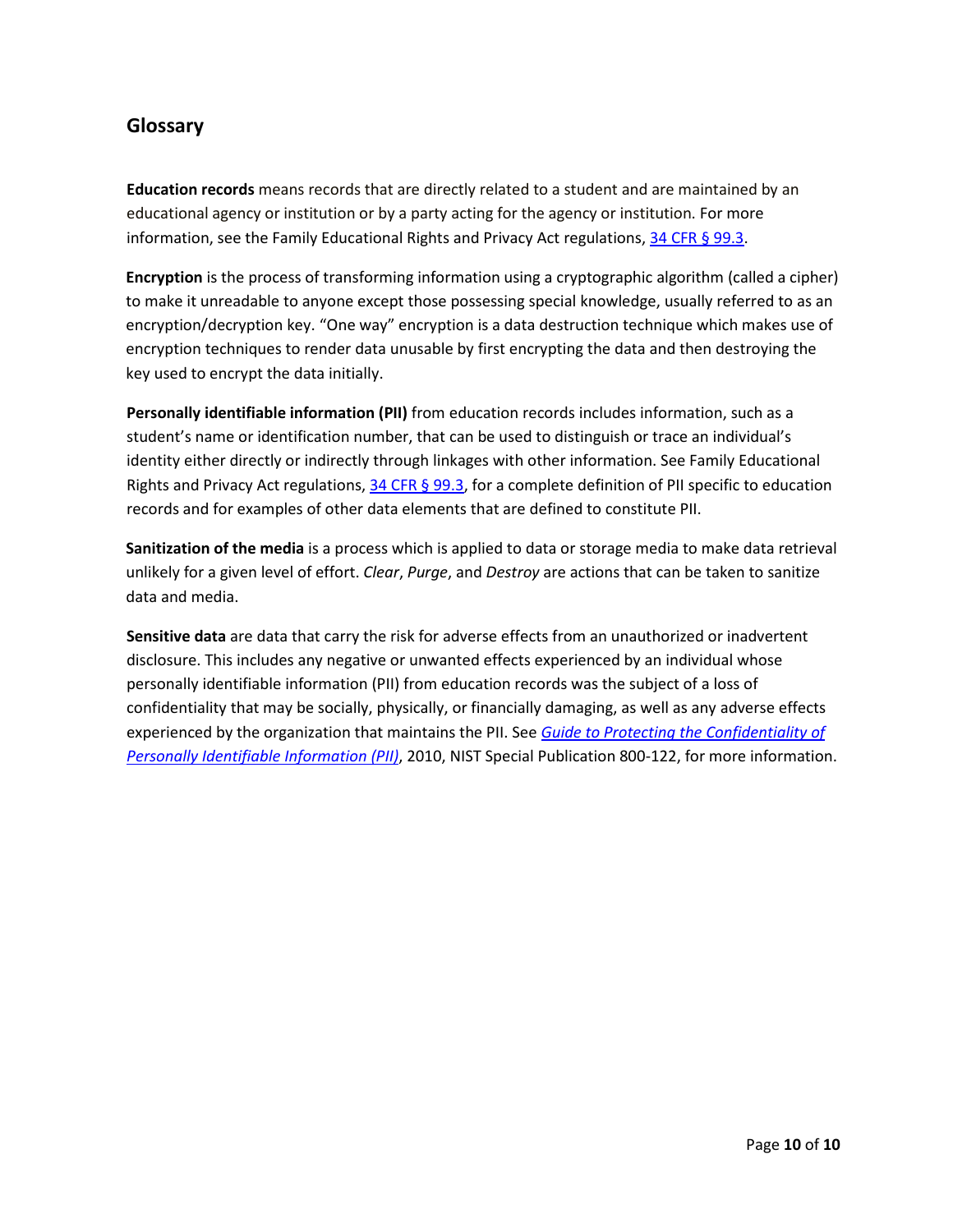## Glossary

**Education records** means records that are directly related to a student and are maintained by an educational agency or institution or by a party acting for the agency or institution. For more information, see the Family Educational Rights and Privacy Act regulations, 34 CFR § 99.3.

**Encryption** is the process of transforming information using a cryptographic algorithm (called a cipher) to make it unreadable to anyone except those possessing special knowledge, usually referred to as an encryption/decryption key. "One way" encryption is a data destruction technique which makes use of encryption techniques to render data unusable by first encrypting the data and then destroying the key used to encrypt the data initially.

**Personally identifiable information (PII)** from education records includes information, such as a student's name or identification number, that can be used to distinguish or trace an individual's identity either directly or indirectly through linkages with other information. See Family Educational Rights and Privacy Act regulations, 34 CFR § 99.3, for a complete definition of PII specific to education records and for examples of other data elements that are defined to constitute PII.

**Sanitization of the media** is a process which is applied to data or storage media to make data retrieval unlikely for a given level of effort. *Clear*, *Purge*, and *Destroy* are actions that can be taken to sanitize data and media.

**Sensitive data** are data that carry the risk for adverse effects from an unauthorized or inadvertent disclosure. This includes any negative or unwanted effects experienced by an individual whose personally identifiable information (PII) from education records was the subject of a loss of confidentiality that may be socially, physically, or financially damaging, as well as any adverse effects experienced by the organization that maintains the PII. See *Guide to Protecting the Confidentiality of Personally Identifiable Information (PII)*, 2010, NIST Special Publication 800-122, for more information.